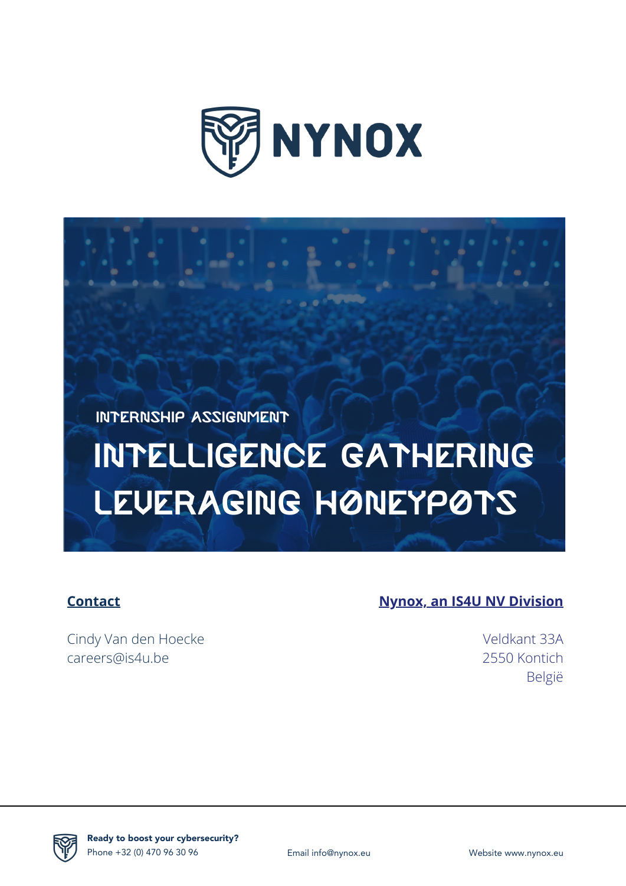# NYNOX

INTERNSHIP ASSIGNMENT

# INTELLIGENCE GATHERING LEVERAGING HONEYPOTS

**Contact**

Cindy Van den Hoecke
careers@is4u.be

**Nynox, an IS4U NV Division**

Veldkant 33A
2550 Kontich
België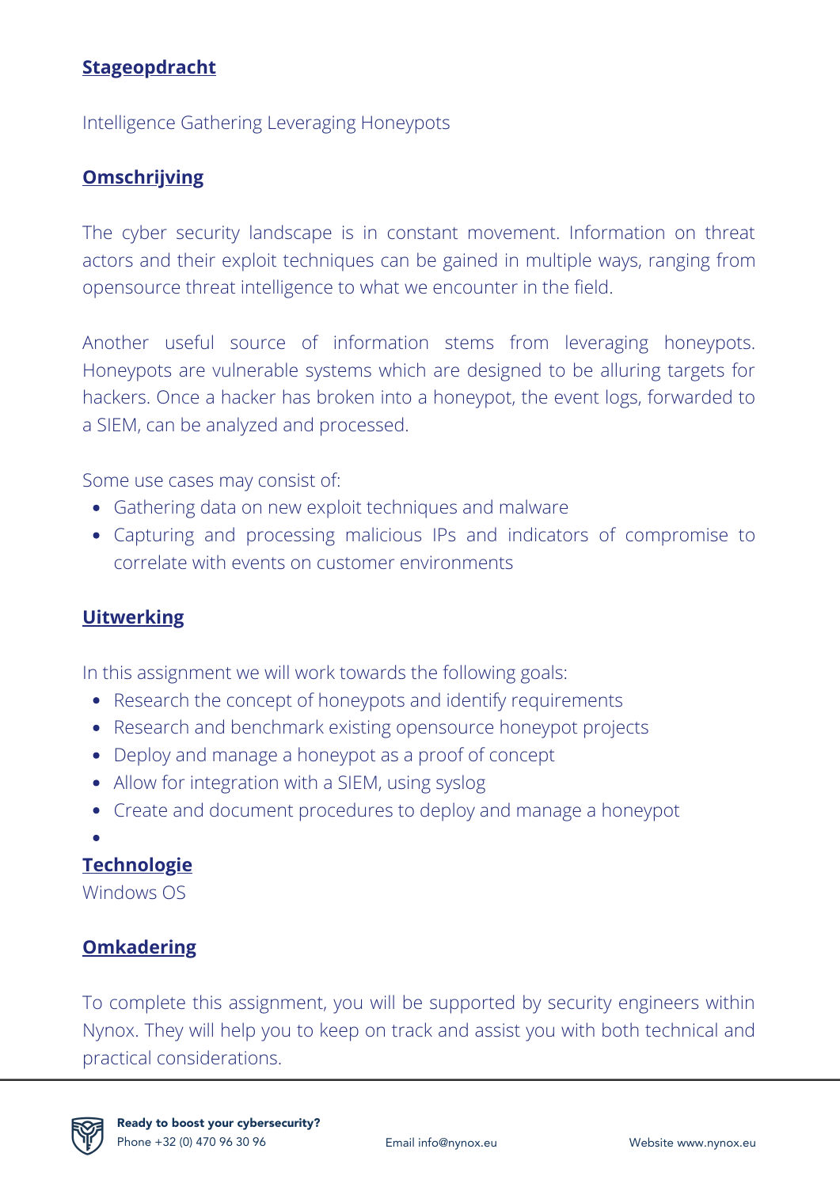## Stageopdracht

Intelligence Gathering Leveraging Honeypots

## Omschrijving

The cyber security landscape is in constant movement. Information on threat actors and their exploit techniques can be gained in multiple ways, ranging from opensource threat intelligence to what we encounter in the field.

Another useful source of information stems from leveraging honeypots. Honeypots are vulnerable systems which are designed to be alluring targets for hackers. Once a hacker has broken into a honeypot, the event logs, forwarded to a SIEM, can be analyzed and processed.

Some use cases may consist of:

- Gathering data on new exploit techniques and malware
- Capturing and processing malicious IPs and indicators of compromise to correlate with events on customer environments

## Uitwerking

In this assignment we will work towards the following goals:

- Research the concept of honeypots and identify requirements
- Research and benchmark existing opensource honeypot projects
- Deploy and manage a honeypot as a proof of concept
- Allow for integration with a SIEM, using syslog
- Create and document procedures to deploy and manage a honeypot

## Technologie

Windows OS

## Omkadering

To complete this assignment, you will be supported by security engineers within Nynox. They will help you to keep on track and assist you with both technical and practical considerations.